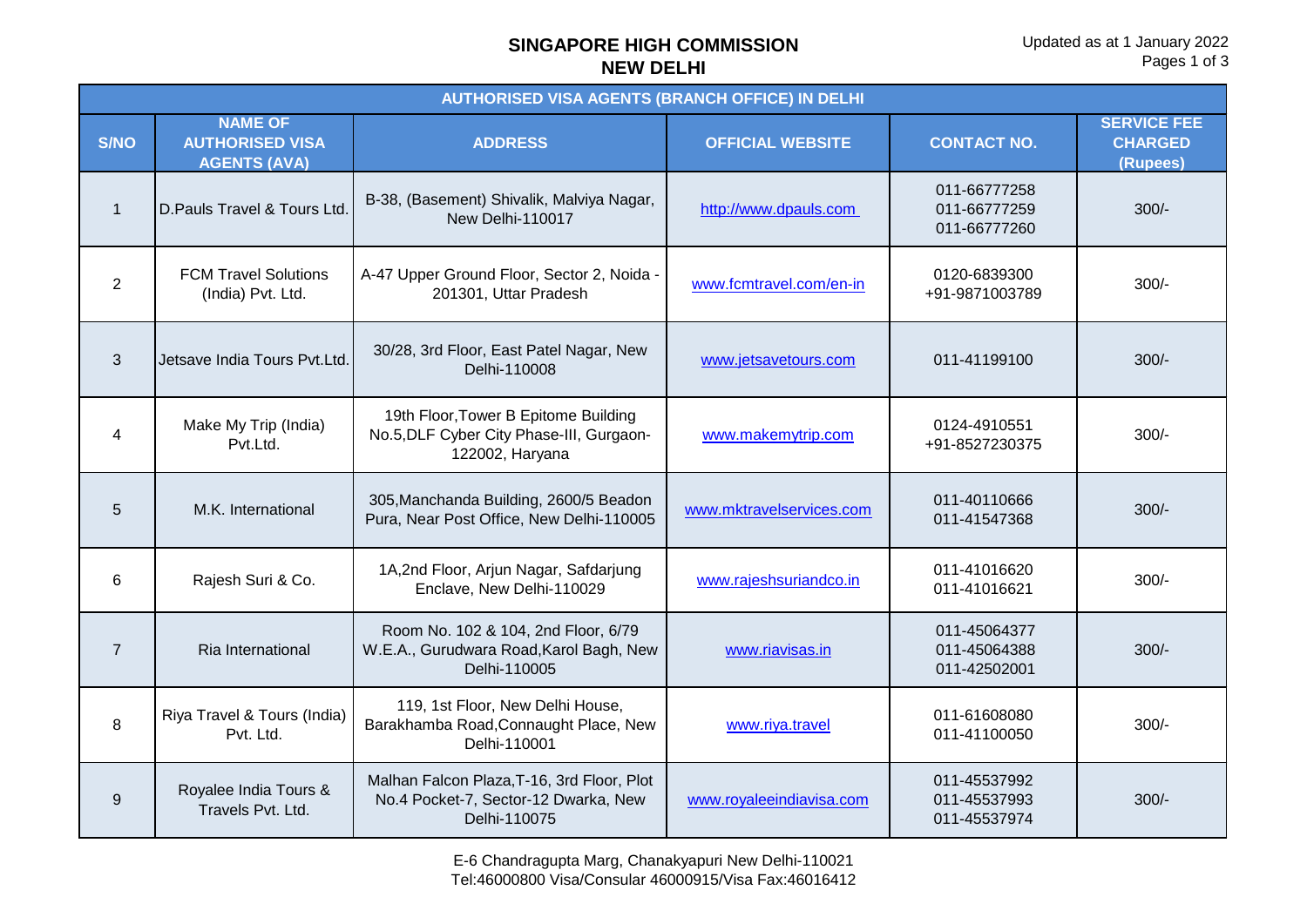# SINGAPORE HIGH COMMISSION
# NEW DELHI

Updated as at 1 January 2022

| AUTHORISED VISA AGENTS (BRANCH OFFICE) IN DELHI | | | | | |
|---|---|---|---|---|---|
| **S/NO** | **NAME OF AUTHORISED VISA AGENTS (AVA)** | **ADDRESS** | **OFFICIAL WEBSITE** | **CONTACT NO.** | **SERVICE FEE CHARGED (Rupees)** |
| 1 | D.Pauls Travel & Tours Ltd. | B-38, (Basement) Shivalik, Malviya Nagar, New Delhi-110017 | http://www.dpauls.com | 011-66777258<br>011-66777259<br>011-66777260 | 300/- |
| 2 | FCM Travel Solutions (India) Pvt. Ltd. | A-47 Upper Ground Floor, Sector 2, Noida - 201301, Uttar Pradesh | www.fcmtravel.com/en-in | 0120-6839300<br>+91-9871003789 | 300/- |
| 3 | Jetsave India Tours Pvt.Ltd. | 30/28, 3rd Floor, East Patel Nagar, New Delhi-110008 | www.jetsavetours.com | 011-41199100 | 300/- |
| 4 | Make My Trip (India) Pvt.Ltd. | 19th Floor,Tower B Epitome Building No.5,DLF Cyber City Phase-III, Gurgaon-122002, Haryana | www.makemytrip.com | 0124-4910551<br>+91-8527230375 | 300/- |
| 5 | M.K. International | 305,Manchanda Building, 2600/5 Beadon Pura, Near Post Office, New Delhi-110005 | www.mktravelservices.com | 011-40110666<br>011-41547368 | 300/- |
| 6 | Rajesh Suri & Co. | 1A,2nd Floor, Arjun Nagar, Safdarjung Enclave, New Delhi-110029 | www.rajeshsuriandco.in | 011-41016620<br>011-41016621 | 300/- |
| 7 | Ria International | Room No. 102 & 104, 2nd Floor, 6/79 W.E.A., Gurudwara Road,Karol Bagh, New Delhi-110005 | www.riavisas.in | 011-45064377<br>011-45064388<br>011-42502001 | 300/- |
| 8 | Riya Travel & Tours (India) Pvt. Ltd. | 119, 1st Floor, New Delhi House, Barakhamba Road,Connaught Place, New Delhi-110001 | www.riya.travel | 011-61608080<br>011-41100050 | 300/- |
| 9 | Royalee India Tours & Travels Pvt. Ltd. | Malhan Falcon Plaza,T-16, 3rd Floor, Plot No.4 Pocket-7, Sector-12 Dwarka, New Delhi-110075 | www.royaleeindiavisa.com | 011-45537992<br>011-45537993<br>011-45537974 | 300/- |

E-6 Chandragupta Marg, Chanakyapuri New Delhi-110021
Tel:46000800 Visa/Consular 46000915/Visa Fax:46016412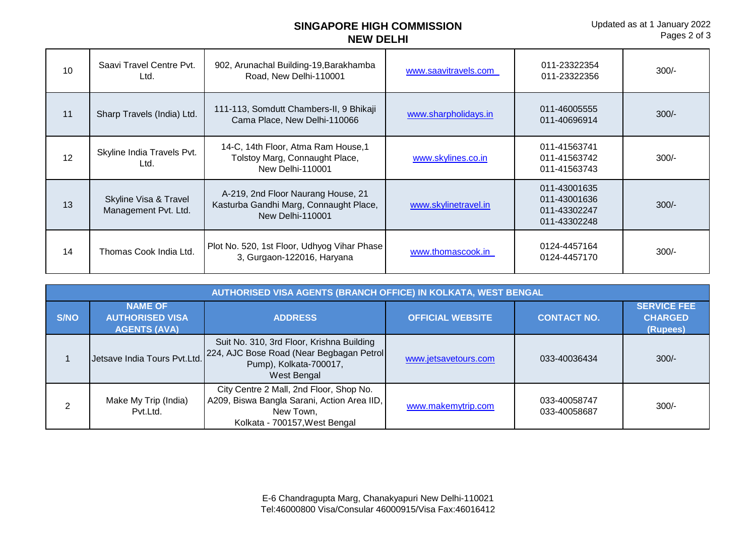| 10 | Saavi Travel Centre Pvt. Ltd. | 902, Arunachal Building-19,Barakhamba Road, New Delhi-110001 | www.saavitravels.com | 011-23322354<br>011-23322356 | 300/- |
|---|---|---|---|---|---|
| 11 | Sharp Travels (India) Ltd. | 111-113, Somdutt Chambers-II, 9 Bhikaji Cama Place, New Delhi-110066 | www.sharpholidays.in | 011-46005555<br>011-40696914 | 300/- |
| 12 | Skyline India Travels Pvt. Ltd. | 14-C, 14th Floor, Atma Ram House,1 Tolstoy Marg, Connaught Place, New Delhi-110001 | www.skylines.co.in | 011-41563741<br>011-41563742<br>011-41563743 | 300/- |
| 13 | Skyline Visa & Travel Management Pvt. Ltd. | A-219, 2nd Floor Naurang House, 21 Kasturba Gandhi Marg, Connaught Place, New Delhi-110001 | www.skylinetravel.in | 011-43001635<br>011-43001636<br>011-43302247<br>011-43302248 | 300/- |
| 14 | Thomas Cook India Ltd. | Plot No. 520, 1st Floor, Udhyog Vihar Phase 3, Gurgaon-122016, Haryana | www.thomascook.in | 0124-4457164<br>0124-4457170 | 300/- |

**AUTHORISED VISA AGENTS (BRANCH OFFICE) IN KOLKATA, WEST BENGAL**

| S/NO | NAME OF AUTHORISED VISA AGENTS (AVA) | ADDRESS | OFFICIAL WEBSITE | CONTACT NO. | SERVICE FEE CHARGED (Rupees) |
|---|---|---|---|---|---|
| 1 | Jetsave India Tours Pvt.Ltd. | Suit No. 310, 3rd Floor, Krishna Building 224, AJC Bose Road (Near Begbagan Petrol Pump), Kolkata-700017, West Bengal | www.jetsavetours.com | 033-40036434 | 300/- |
| 2 | Make My Trip (India) Pvt.Ltd. | City Centre 2 Mall, 2nd Floor, Shop No. A209, Biswa Bangla Sarani, Action Area IID, New Town, Kolkata - 700157,West Bengal | www.makemytrip.com | 033-40058747<br>033-40058687 | 300/- |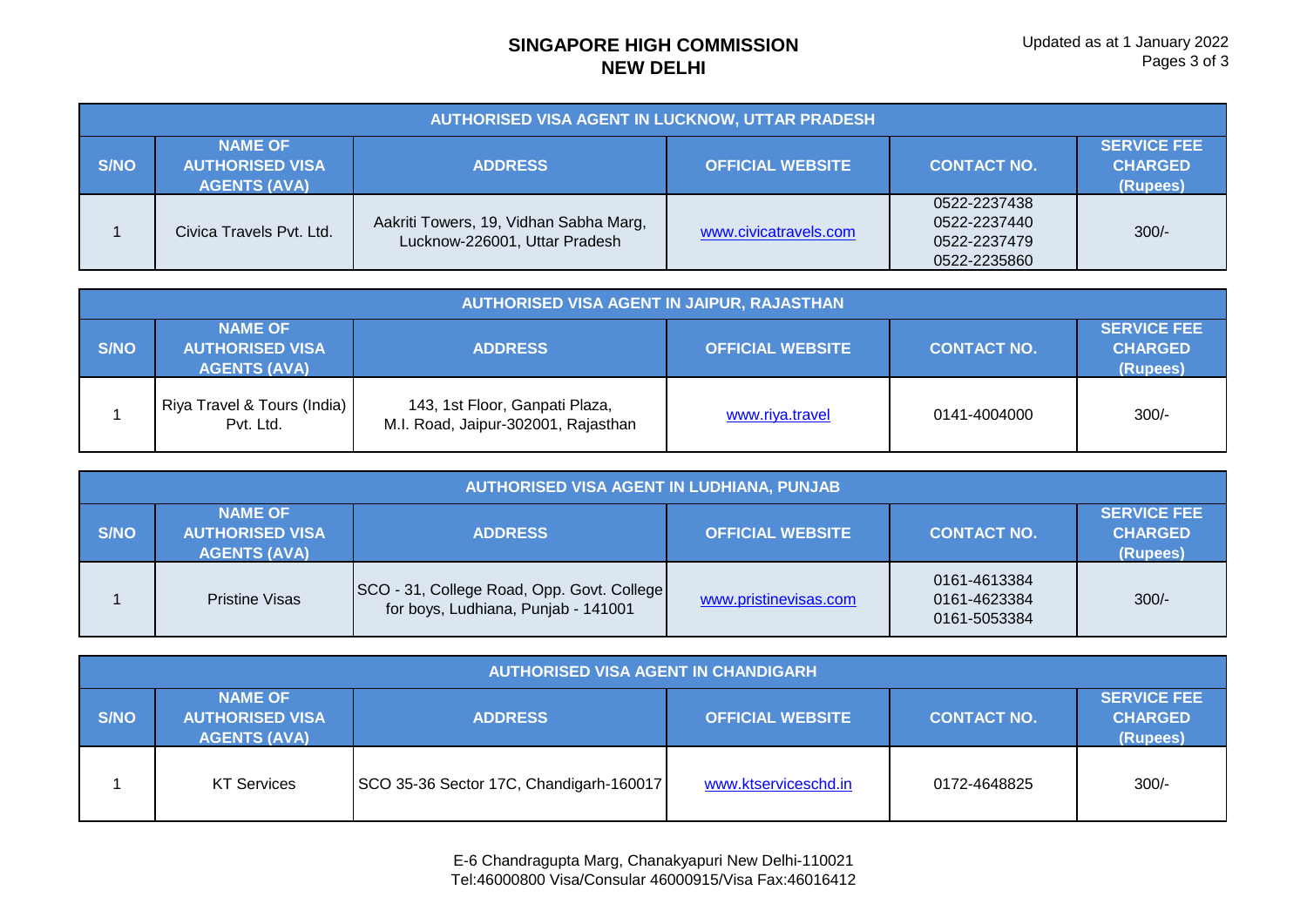# SINGAPORE HIGH COMMISSION
# NEW DELHI

Updated as at 1 January 2022

| AUTHORISED VISA AGENT IN LUCKNOW, UTTAR PRADESH | | | | | |
|---|---|---|---|---|---|
| S/NO | NAME OF AUTHORISED VISA AGENTS (AVA) | ADDRESS | OFFICIAL WEBSITE | CONTACT NO. | SERVICE FEE CHARGED (Rupees) |
| 1 | Civica Travels Pvt. Ltd. | Aakriti Towers, 19, Vidhan Sabha Marg, Lucknow-226001, Uttar Pradesh | www.civicatravels.com | 0522-2237438<br>0522-2237440<br>0522-2237479<br>0522-2235860 | 300/- |

| AUTHORISED VISA AGENT IN JAIPUR, RAJASTHAN | | | | | |
|---|---|---|---|---|---|
| S/NO | NAME OF AUTHORISED VISA AGENTS (AVA) | ADDRESS | OFFICIAL WEBSITE | CONTACT NO. | SERVICE FEE CHARGED (Rupees) |
| 1 | Riya Travel & Tours (India) Pvt. Ltd. | 143, 1st Floor, Ganpati Plaza, M.I. Road, Jaipur-302001, Rajasthan | www.riya.travel | 0141-4004000 | 300/- |

| AUTHORISED VISA AGENT IN LUDHIANA, PUNJAB | | | | | |
|---|---|---|---|---|---|
| S/NO | NAME OF AUTHORISED VISA AGENTS (AVA) | ADDRESS | OFFICIAL WEBSITE | CONTACT NO. | SERVICE FEE CHARGED (Rupees) |
| 1 | Pristine Visas | SCO - 31, College Road, Opp. Govt. College for boys, Ludhiana, Punjab - 141001 | www.pristinevisas.com | 0161-4613384<br>0161-4623384<br>0161-5053384 | 300/- |

| AUTHORISED VISA AGENT IN CHANDIGARH | | | | | |
|---|---|---|---|---|---|
| S/NO | NAME OF AUTHORISED VISA AGENTS (AVA) | ADDRESS | OFFICIAL WEBSITE | CONTACT NO. | SERVICE FEE CHARGED (Rupees) |
| 1 | KT Services | SCO 35-36 Sector 17C, Chandigarh-160017 | www.ktserviceschd.in | 0172-4648825 | 300/- |

E-6 Chandragupta Marg, Chanakyapuri New Delhi-110021
Tel:46000800 Visa/Consular 46000915/Visa Fax:46016412